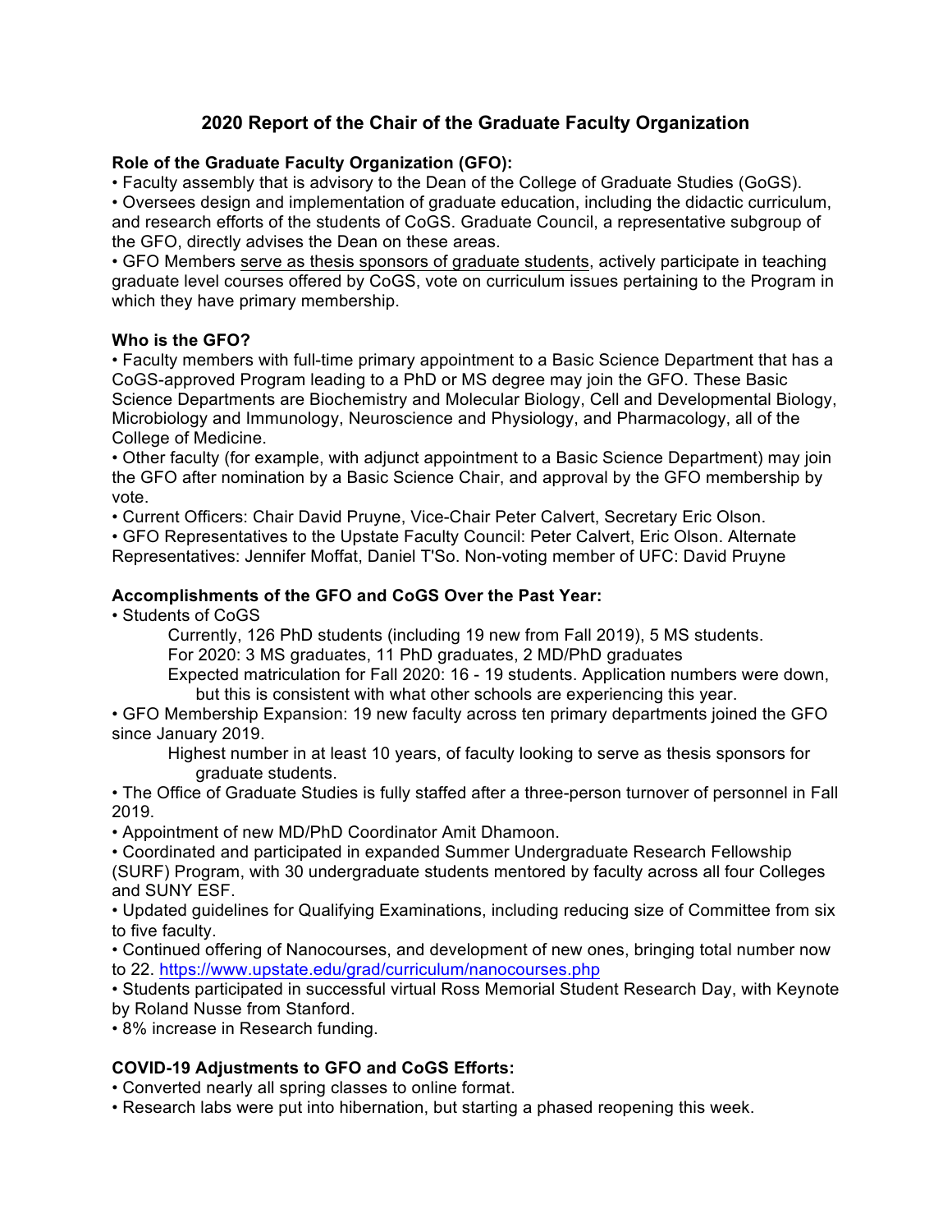# 2020 Report of the Chair of the Graduate Faculty Organization

**Role of the Graduate Faculty Organization (GFO):**

- Faculty assembly that is advisory to the Dean of the College of Graduate Studies (GoGS).
- Oversees design and implementation of graduate education, including the didactic curriculum, and research efforts of the students of CoGS. Graduate Council, a representative subgroup of the GFO, directly advises the Dean on these areas.
- GFO Members serve as thesis sponsors of graduate students, actively participate in teaching graduate level courses offered by CoGS, vote on curriculum issues pertaining to the Program in which they have primary membership.

**Who is the GFO?**

- Faculty members with full-time primary appointment to a Basic Science Department that has a CoGS-approved Program leading to a PhD or MS degree may join the GFO. These Basic Science Departments are Biochemistry and Molecular Biology, Cell and Developmental Biology, Microbiology and Immunology, Neuroscience and Physiology, and Pharmacology, all of the College of Medicine.
- Other faculty (for example, with adjunct appointment to a Basic Science Department) may join the GFO after nomination by a Basic Science Chair, and approval by the GFO membership by vote.
- Current Officers: Chair David Pruyne, Vice-Chair Peter Calvert, Secretary Eric Olson.
- GFO Representatives to the Upstate Faculty Council: Peter Calvert, Eric Olson. Alternate Representatives: Jennifer Moffat, Daniel T'So. Non-voting member of UFC: David Pruyne

**Accomplishments of the GFO and CoGS Over the Past Year:**

- Students of CoGS
  - Currently, 126 PhD students (including 19 new from Fall 2019), 5 MS students.
  - For 2020: 3 MS graduates, 11 PhD graduates, 2 MD/PhD graduates
  - Expected matriculation for Fall 2020: 16 - 19 students. Application numbers were down, but this is consistent with what other schools are experiencing this year.
- GFO Membership Expansion: 19 new faculty across ten primary departments joined the GFO since January 2019.
  - Highest number in at least 10 years, of faculty looking to serve as thesis sponsors for graduate students.
- The Office of Graduate Studies is fully staffed after a three-person turnover of personnel in Fall 2019.
- Appointment of new MD/PhD Coordinator Amit Dhamoon.
- Coordinated and participated in expanded Summer Undergraduate Research Fellowship (SURF) Program, with 30 undergraduate students mentored by faculty across all four Colleges and SUNY ESF.
- Updated guidelines for Qualifying Examinations, including reducing size of Committee from six to five faculty.
- Continued offering of Nanocourses, and development of new ones, bringing total number now to 22. https://www.upstate.edu/grad/curriculum/nanocourses.php
- Students participated in successful virtual Ross Memorial Student Research Day, with Keynote by Roland Nusse from Stanford.
- 8% increase in Research funding.

**COVID-19 Adjustments to GFO and CoGS Efforts:**

- Converted nearly all spring classes to online format.
- Research labs were put into hibernation, but starting a phased reopening this week.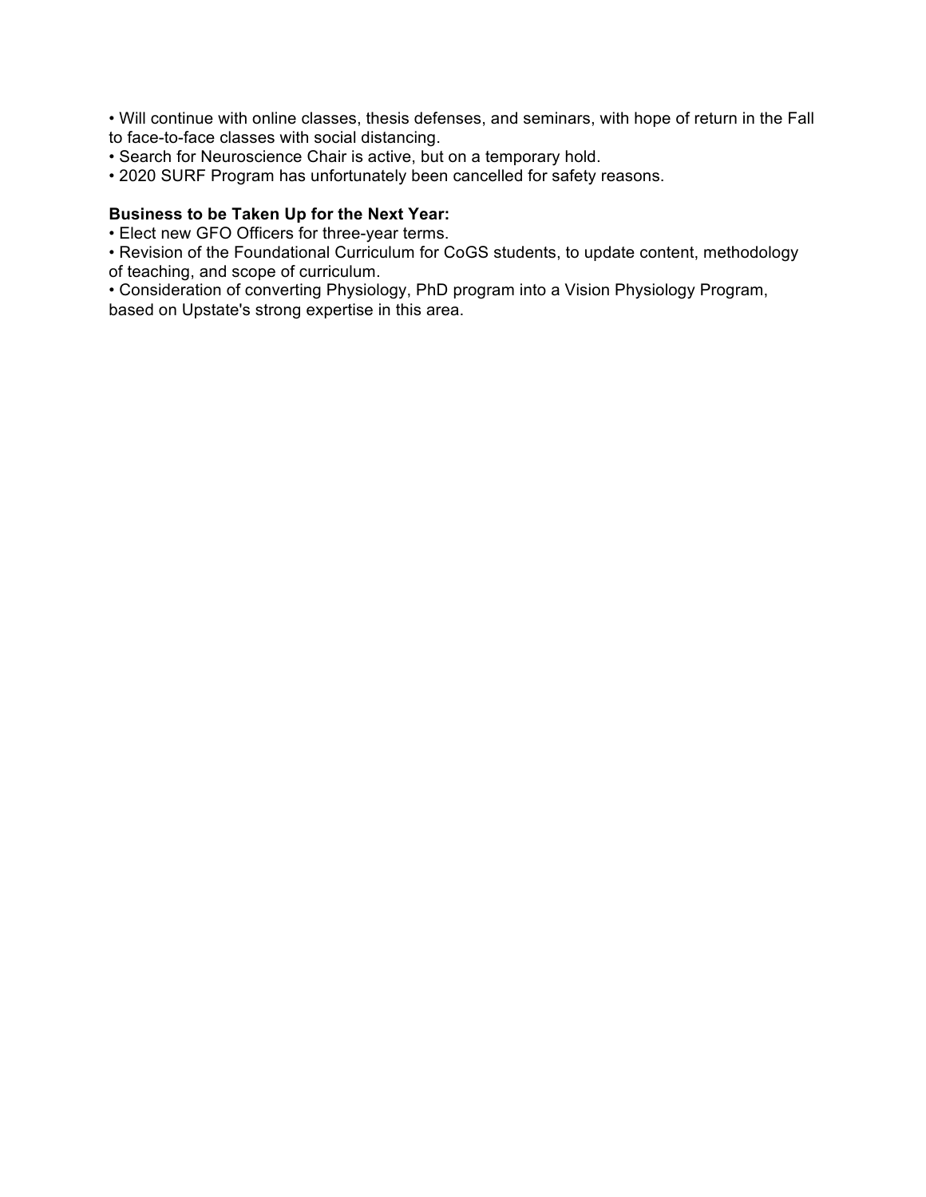- Will continue with online classes, thesis defenses, and seminars, with hope of return in the Fall to face-to-face classes with social distancing.
- Search for Neuroscience Chair is active, but on a temporary hold.
- 2020 SURF Program has unfortunately been cancelled for safety reasons.

**Business to be Taken Up for the Next Year:**

- Elect new GFO Officers for three-year terms.
- Revision of the Foundational Curriculum for CoGS students, to update content, methodology of teaching, and scope of curriculum.
- Consideration of converting Physiology, PhD program into a Vision Physiology Program, based on Upstate's strong expertise in this area.